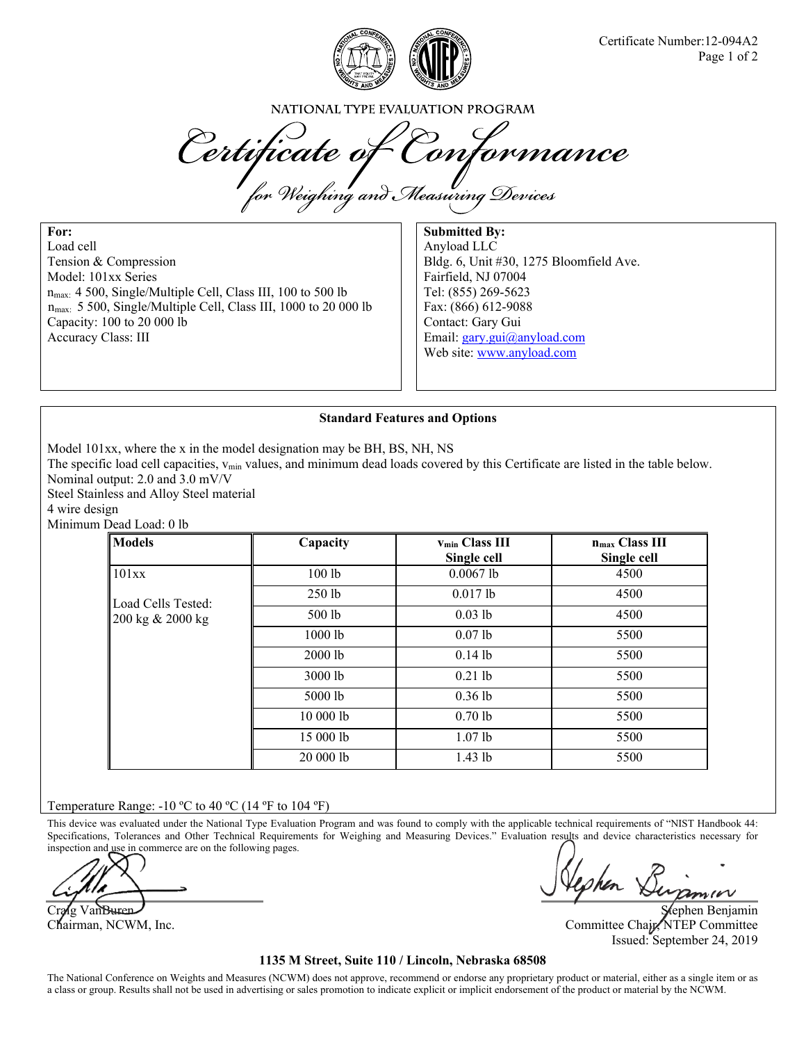Certificate Number:12-094A2

NATIONAL TYPE EVALUATION PROGRAM

# *Certificate of Conformance*

*for Weighing and Measuring Devices*

**For:**
Load cell
Tension & Compression
Model: 101xx Series
$n_{max}$: 4 500, Single/Multiple Cell, Class III, 100 to 500 lb
$n_{max}$: 5 500, Single/Multiple Cell, Class III, 1000 to 20 000 lb
Capacity: 100 to 20 000 lb
Accuracy Class: III

**Submitted By:**
Anyload LLC
Bldg. 6, Unit #30, 1275 Bloomfield Ave.
Fairfield, NJ 07004
Tel: (855) 269-5623
Fax: (866) 612-9088
Contact: Gary Gui
Email: gary.gui@anyload.com
Web site: www.anyload.com

**Standard Features and Options**

Model 101xx, where the x in the model designation may be BH, BS, NH, NS
The specific load cell capacities, $v_{min}$ values, and minimum dead loads covered by this Certificate are listed in the table below.
Nominal output: 2.0 and 3.0 mV/V
Steel Stainless and Alloy Steel material
4 wire design
Minimum Dead Load: 0 lb

| Models | Capacity | $v_{min}$ Class III Single cell | $n_{max}$ Class III Single cell |
|---|---|---|---|
| 101xx | 100 lb | 0.0067 lb | 4500 |
| Load Cells Tested: 200 kg & 2000 kg | 250 lb | 0.017 lb | 4500 |
| | 500 lb | 0.03 lb | 4500 |
| | 1000 lb | 0.07 lb | 5500 |
| | 2000 lb | 0.14 lb | 5500 |
| | 3000 lb | 0.21 lb | 5500 |
| | 5000 lb | 0.36 lb | 5500 |
| | 10 000 lb | 0.70 lb | 5500 |
| | 15 000 lb | 1.07 lb | 5500 |
| | 20 000 lb | 1.43 lb | 5500 |

Temperature Range: -10 ºC to 40 ºC (14 ºF to 104 ºF)

This device was evaluated under the National Type Evaluation Program and was found to comply with the applicable technical requirements of "NIST Handbook 44: Specifications, Tolerances and Other Technical Requirements for Weighing and Measuring Devices." Evaluation results and device characteristics necessary for inspection and use in commerce are on the following pages.

Craig VanBuren
Chairman, NCWM, Inc.

Stephen Benjamin
Committee Chair, NTEP Committee
Issued: September 24, 2019

**1135 M Street, Suite 110 / Lincoln, Nebraska 68508**

The National Conference on Weights and Measures (NCWM) does not approve, recommend or endorse any proprietary product or material, either as a single item or as a class or group. Results shall not be used in advertising or sales promotion to indicate explicit or implicit endorsement of the product or material by the NCWM.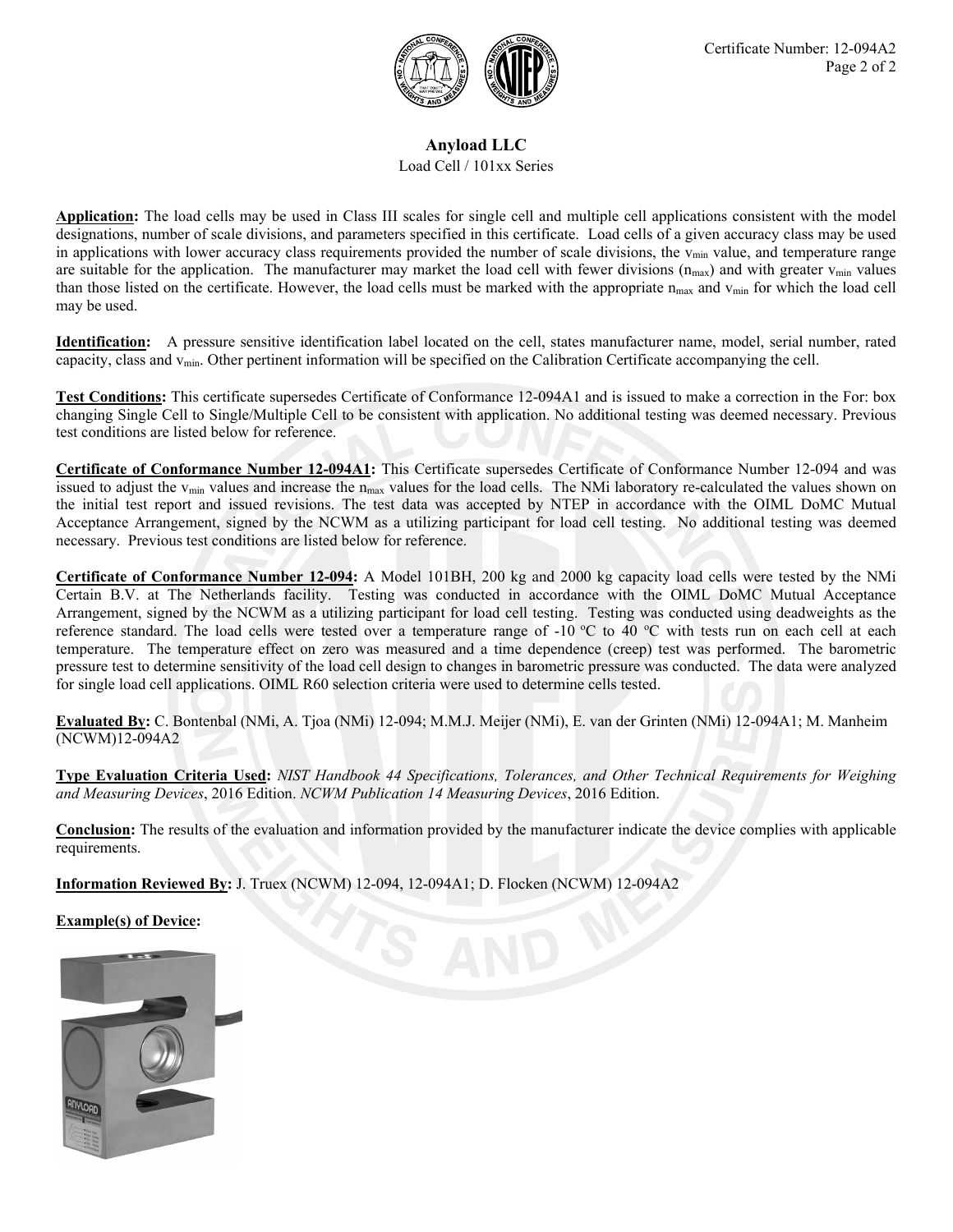Certificate Number: 12-094A2

**Anyload LLC**

Load Cell / 101xx Series

**Application:** The load cells may be used in Class III scales for single cell and multiple cell applications consistent with the model designations, number of scale divisions, and parameters specified in this certificate. Load cells of a given accuracy class may be used in applications with lower accuracy class requirements provided the number of scale divisions, the $v_{min}$ value, and temperature range are suitable for the application. The manufacturer may market the load cell with fewer divisions ($n_{max}$) and with greater $v_{min}$ values than those listed on the certificate. However, the load cells must be marked with the appropriate $n_{max}$ and $v_{min}$ for which the load cell may be used.

**Identification:** A pressure sensitive identification label located on the cell, states manufacturer name, model, serial number, rated capacity, class and $v_{min}$. Other pertinent information will be specified on the Calibration Certificate accompanying the cell.

**Test Conditions:** This certificate supersedes Certificate of Conformance 12-094A1 and is issued to make a correction in the For: box changing Single Cell to Single/Multiple Cell to be consistent with application. No additional testing was deemed necessary. Previous test conditions are listed below for reference.

**Certificate of Conformance Number 12-094A1:** This Certificate supersedes Certificate of Conformance Number 12-094 and was issued to adjust the $v_{min}$ values and increase the $n_{max}$ values for the load cells. The NMi laboratory re-calculated the values shown on the initial test report and issued revisions. The test data was accepted by NTEP in accordance with the OIML DoMC Mutual Acceptance Arrangement, signed by the NCWM as a utilizing participant for load cell testing. No additional testing was deemed necessary. Previous test conditions are listed below for reference.

**Certificate of Conformance Number 12-094:** A Model 101BH, 200 kg and 2000 kg capacity load cells were tested by the NMi Certain B.V. at The Netherlands facility. Testing was conducted in accordance with the OIML DoMC Mutual Acceptance Arrangement, signed by the NCWM as a utilizing participant for load cell testing. Testing was conducted using deadweights as the reference standard. The load cells were tested over a temperature range of -10 ºC to 40 ºC with tests run on each cell at each temperature. The temperature effect on zero was measured and a time dependence (creep) test was performed. The barometric pressure test to determine sensitivity of the load cell design to changes in barometric pressure was conducted. The data were analyzed for single load cell applications. OIML R60 selection criteria were used to determine cells tested.

**Evaluated By:** C. Bontenbal (NMi, A. Tjoa (NMi) 12-094; M.M.J. Meijer (NMi), E. van der Grinten (NMi) 12-094A1; M. Manheim (NCWM)12-094A2

**Type Evaluation Criteria Used:** *NIST Handbook 44 Specifications, Tolerances, and Other Technical Requirements for Weighing and Measuring Devices*, 2016 Edition. *NCWM Publication 14 Measuring Devices*, 2016 Edition.

**Conclusion:** The results of the evaluation and information provided by the manufacturer indicate the device complies with applicable requirements.

**Information Reviewed By:** J. Truex (NCWM) 12-094, 12-094A1; D. Flocken (NCWM) 12-094A2

**Example(s) of Device:**